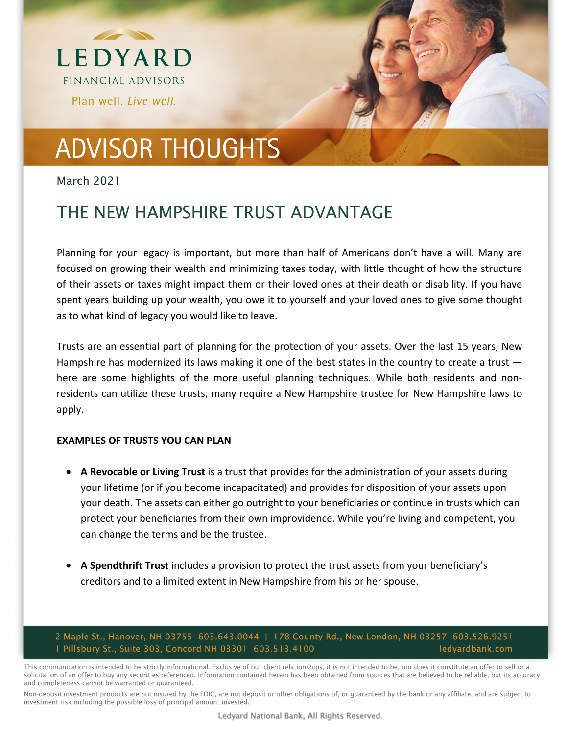# LEDYARD

FINANCIAL ADVISORS

*Plan well. Live well.*

# ADVISOR THOUGHTS

March 2021

## THE NEW HAMPSHIRE TRUST ADVANTAGE

Planning for your legacy is important, but more than half of Americans don't have a will. Many are focused on growing their wealth and minimizing taxes today, with little thought of how the structure of their assets or taxes might impact them or their loved ones at their death or disability. If you have spent years building up your wealth, you owe it to yourself and your loved ones to give some thought as to what kind of legacy you would like to leave.

Trusts are an essential part of planning for the protection of your assets. Over the last 15 years, New Hampshire has modernized its laws making it one of the best states in the country to create a trust — here are some highlights of the more useful planning techniques. While both residents and non-residents can utilize these trusts, many require a New Hampshire trustee for New Hampshire laws to apply.

**EXAMPLES OF TRUSTS YOU CAN PLAN**

- **A Revocable or Living Trust** is a trust that provides for the administration of your assets during your lifetime (or if you become incapacitated) and provides for disposition of your assets upon your death. The assets can either go outright to your beneficiaries or continue in trusts which can protect your beneficiaries from their own improvidence. While you're living and competent, you can change the terms and be the trustee.

- **A Spendthrift Trust** includes a provision to protect the trust assets from your beneficiary's creditors and to a limited extent in New Hampshire from his or her spouse.

2 Maple St., Hanover, NH 03755 603.643.0044 | 178 County Rd., New London, NH 03257 603.526.9251
1 Pillsbury St., Suite 303, Concord NH 03301 603.513.4100 ledyardbank.com

This communication is intended to be strictly informational. Exclusive of our client relationships, it is not intended to be, nor does it constitute an offer to sell or a solicitation of an offer to buy any securities referenced. Information contained herein has been obtained from sources that are believed to be reliable, but its accuracy and completeness cannot be warranted or guaranteed.

Non-deposit investment products are not insured by the FDIC, are not deposit or other obligations of, or guaranteed by the bank or any affiliate, and are subject to investment risk including the possible loss of principal amount invested.

Ledyard National Bank, All Rights Reserved.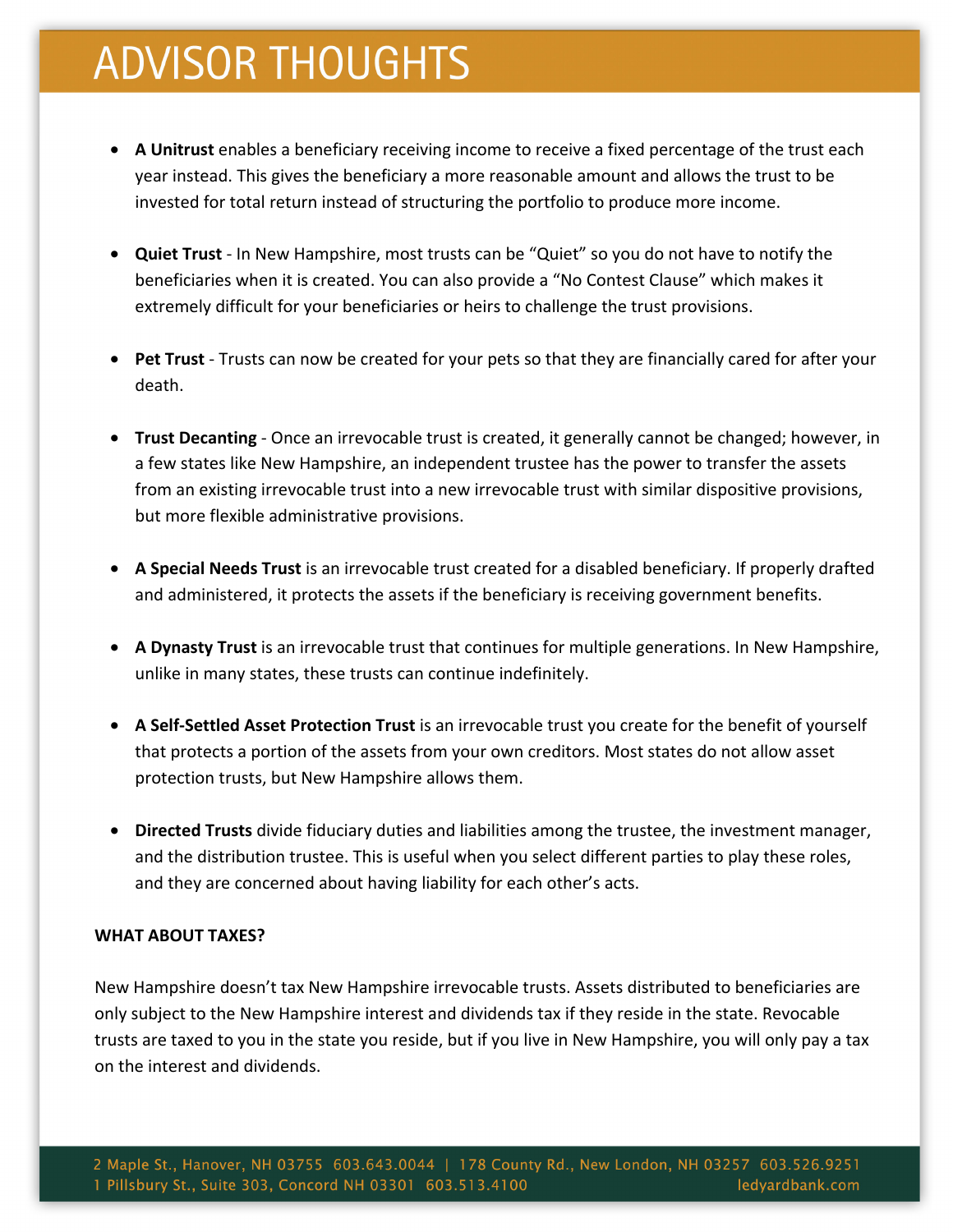- **A Unitrust** enables a beneficiary receiving income to receive a fixed percentage of the trust each year instead. This gives the beneficiary a more reasonable amount and allows the trust to be invested for total return instead of structuring the portfolio to produce more income.

- **Quiet Trust** - In New Hampshire, most trusts can be "Quiet" so you do not have to notify the beneficiaries when it is created. You can also provide a "No Contest Clause" which makes it extremely difficult for your beneficiaries or heirs to challenge the trust provisions.

- **Pet Trust** - Trusts can now be created for your pets so that they are financially cared for after your death.

- **Trust Decanting** - Once an irrevocable trust is created, it generally cannot be changed; however, in a few states like New Hampshire, an independent trustee has the power to transfer the assets from an existing irrevocable trust into a new irrevocable trust with similar dispositive provisions, but more flexible administrative provisions.

- **A Special Needs Trust** is an irrevocable trust created for a disabled beneficiary. If properly drafted and administered, it protects the assets if the beneficiary is receiving government benefits.

- **A Dynasty Trust** is an irrevocable trust that continues for multiple generations. In New Hampshire, unlike in many states, these trusts can continue indefinitely.

- **A Self-Settled Asset Protection Trust** is an irrevocable trust you create for the benefit of yourself that protects a portion of the assets from your own creditors. Most states do not allow asset protection trusts, but New Hampshire allows them.

- **Directed Trusts** divide fiduciary duties and liabilities among the trustee, the investment manager, and the distribution trustee. This is useful when you select different parties to play these roles, and they are concerned about having liability for each other's acts.

**WHAT ABOUT TAXES?**

New Hampshire doesn't tax New Hampshire irrevocable trusts. Assets distributed to beneficiaries are only subject to the New Hampshire interest and dividends tax if they reside in the state. Revocable trusts are taxed to you in the state you reside, but if you live in New Hampshire, you will only pay a tax on the interest and dividends.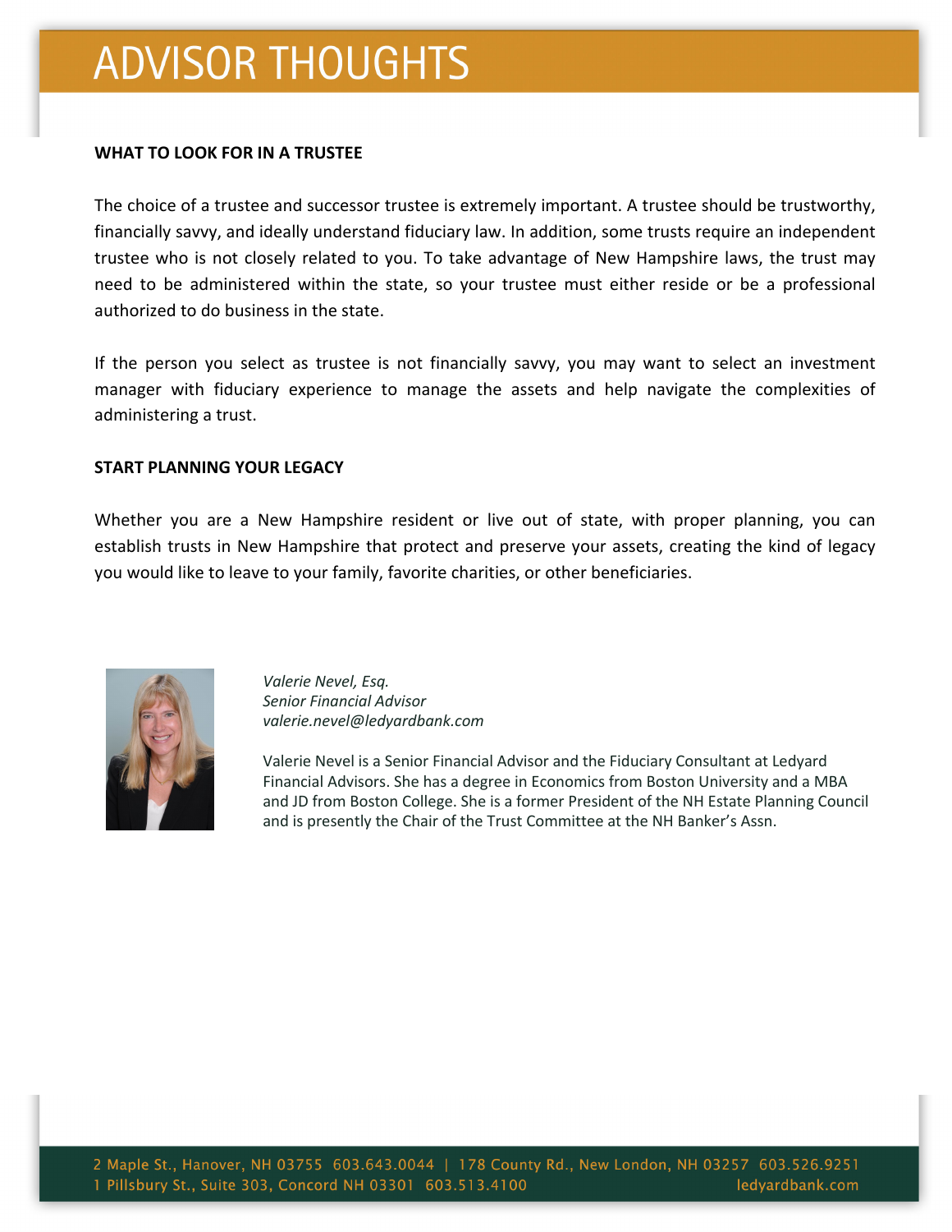## WHAT TO LOOK FOR IN A TRUSTEE

The choice of a trustee and successor trustee is extremely important. A trustee should be trustworthy, financially savvy, and ideally understand fiduciary law. In addition, some trusts require an independent trustee who is not closely related to you. To take advantage of New Hampshire laws, the trust may need to be administered within the state, so your trustee must either reside or be a professional authorized to do business in the state.

If the person you select as trustee is not financially savvy, you may want to select an investment manager with fiduciary experience to manage the assets and help navigate the complexities of administering a trust.

## START PLANNING YOUR LEGACY

Whether you are a New Hampshire resident or live out of state, with proper planning, you can establish trusts in New Hampshire that protect and preserve your assets, creating the kind of legacy you would like to leave to your family, favorite charities, or other beneficiaries.

*Valerie Nevel, Esq.*
*Senior Financial Advisor*
*valerie.nevel@ledyardbank.com*

Valerie Nevel is a Senior Financial Advisor and the Fiduciary Consultant at Ledyard Financial Advisors. She has a degree in Economics from Boston University and a MBA and JD from Boston College. She is a former President of the NH Estate Planning Council and is presently the Chair of the Trust Committee at the NH Banker's Assn.

2 Maple St., Hanover, NH 03755 603.643.0044 | 178 County Rd., New London, NH 03257 603.526.9251
1 Pillsbury St., Suite 303, Concord NH 03301 603.513.4100 ledyardbank.com